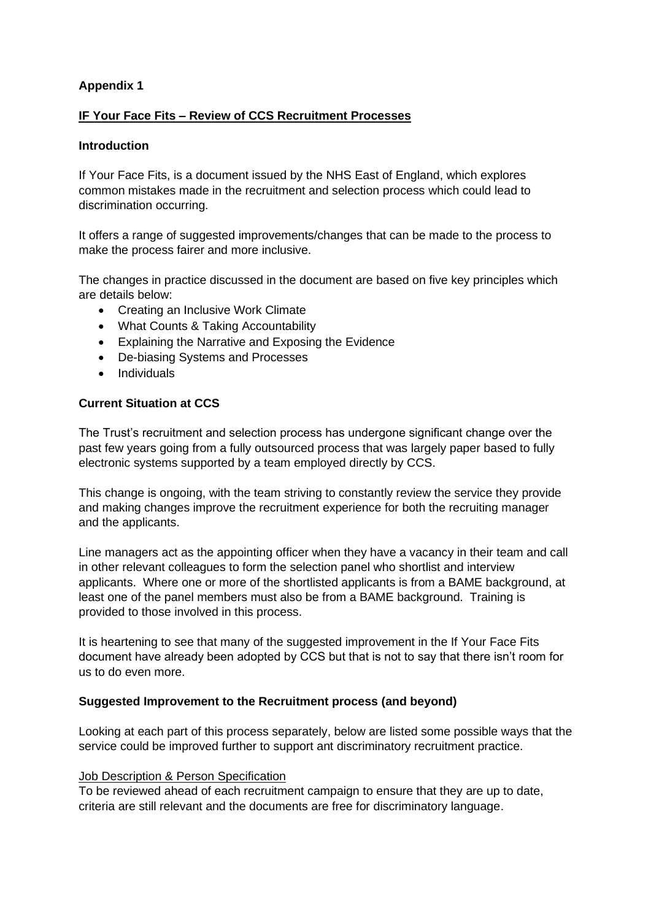**Appendix 1**

**IF Your Face Fits – Review of CCS Recruitment Processes**

**Introduction**

If Your Face Fits, is a document issued by the NHS East of England, which explores common mistakes made in the recruitment and selection process which could lead to discrimination occurring.

It offers a range of suggested improvements/changes that can be made to the process to make the process fairer and more inclusive.

The changes in practice discussed in the document are based on five key principles which are details below:

- Creating an Inclusive Work Climate
- What Counts & Taking Accountability
- Explaining the Narrative and Exposing the Evidence
- De-biasing Systems and Processes
- Individuals

**Current Situation at CCS**

The Trust's recruitment and selection process has undergone significant change over the past few years going from a fully outsourced process that was largely paper based to fully electronic systems supported by a team employed directly by CCS.

This change is ongoing, with the team striving to constantly review the service they provide and making changes improve the recruitment experience for both the recruiting manager and the applicants.

Line managers act as the appointing officer when they have a vacancy in their team and call in other relevant colleagues to form the selection panel who shortlist and interview applicants. Where one or more of the shortlisted applicants is from a BAME background, at least one of the panel members must also be from a BAME background. Training is provided to those involved in this process.

It is heartening to see that many of the suggested improvement in the If Your Face Fits document have already been adopted by CCS but that is not to say that there isn't room for us to do even more.

**Suggested Improvement to the Recruitment process (and beyond)**

Looking at each part of this process separately, below are listed some possible ways that the service could be improved further to support ant discriminatory recruitment practice.

<u>Job Description & Person Specification</u>
To be reviewed ahead of each recruitment campaign to ensure that they are up to date, criteria are still relevant and the documents are free for discriminatory language.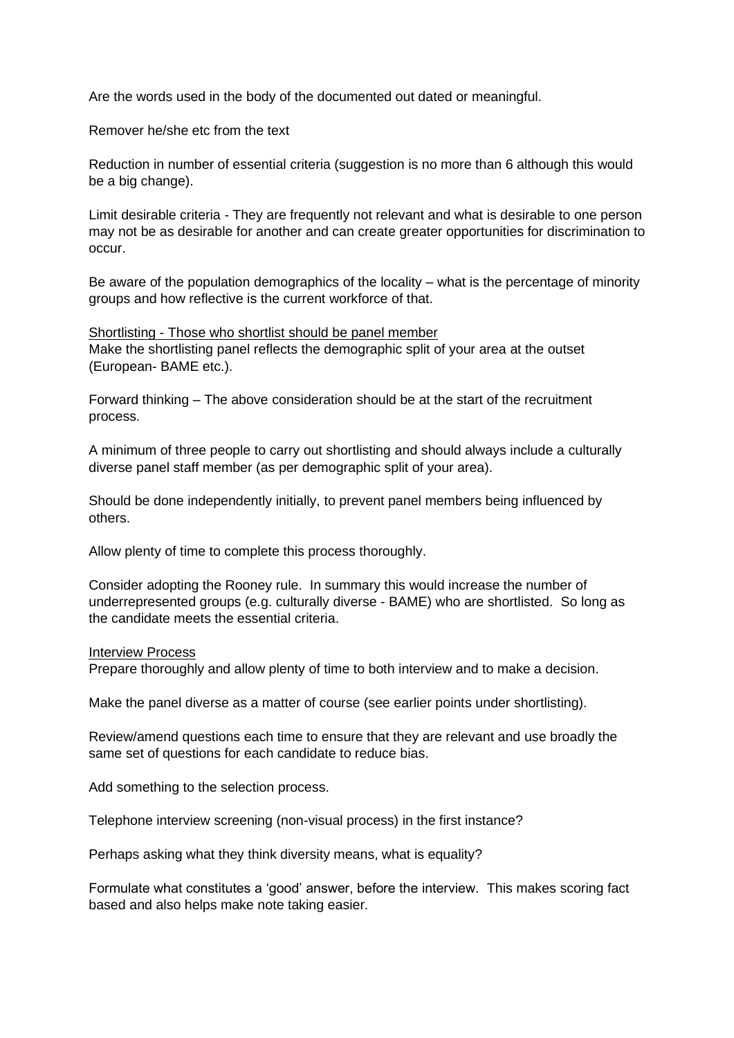Are the words used in the body of the documented out dated or meaningful.

Remover he/she etc from the text

Reduction in number of essential criteria (suggestion is no more than 6 although this would be a big change).

Limit desirable criteria - They are frequently not relevant and what is desirable to one person may not be as desirable for another and can create greater opportunities for discrimination to occur.

Be aware of the population demographics of the locality – what is the percentage of minority groups and how reflective is the current workforce of that.

<u>Shortlisting - Those who shortlist should be panel member</u>

Make the shortlisting panel reflects the demographic split of your area at the outset (European- BAME etc.).

Forward thinking – The above consideration should be at the start of the recruitment process.

A minimum of three people to carry out shortlisting and should always include a culturally diverse panel staff member (as per demographic split of your area).

Should be done independently initially, to prevent panel members being influenced by others.

Allow plenty of time to complete this process thoroughly.

Consider adopting the Rooney rule. In summary this would increase the number of underrepresented groups (e.g. culturally diverse - BAME) who are shortlisted. So long as the candidate meets the essential criteria.

<u>Interview Process</u>

Prepare thoroughly and allow plenty of time to both interview and to make a decision.

Make the panel diverse as a matter of course (see earlier points under shortlisting).

Review/amend questions each time to ensure that they are relevant and use broadly the same set of questions for each candidate to reduce bias.

Add something to the selection process.

Telephone interview screening (non-visual process) in the first instance?

Perhaps asking what they think diversity means, what is equality?

Formulate what constitutes a 'good' answer, before the interview. This makes scoring fact based and also helps make note taking easier.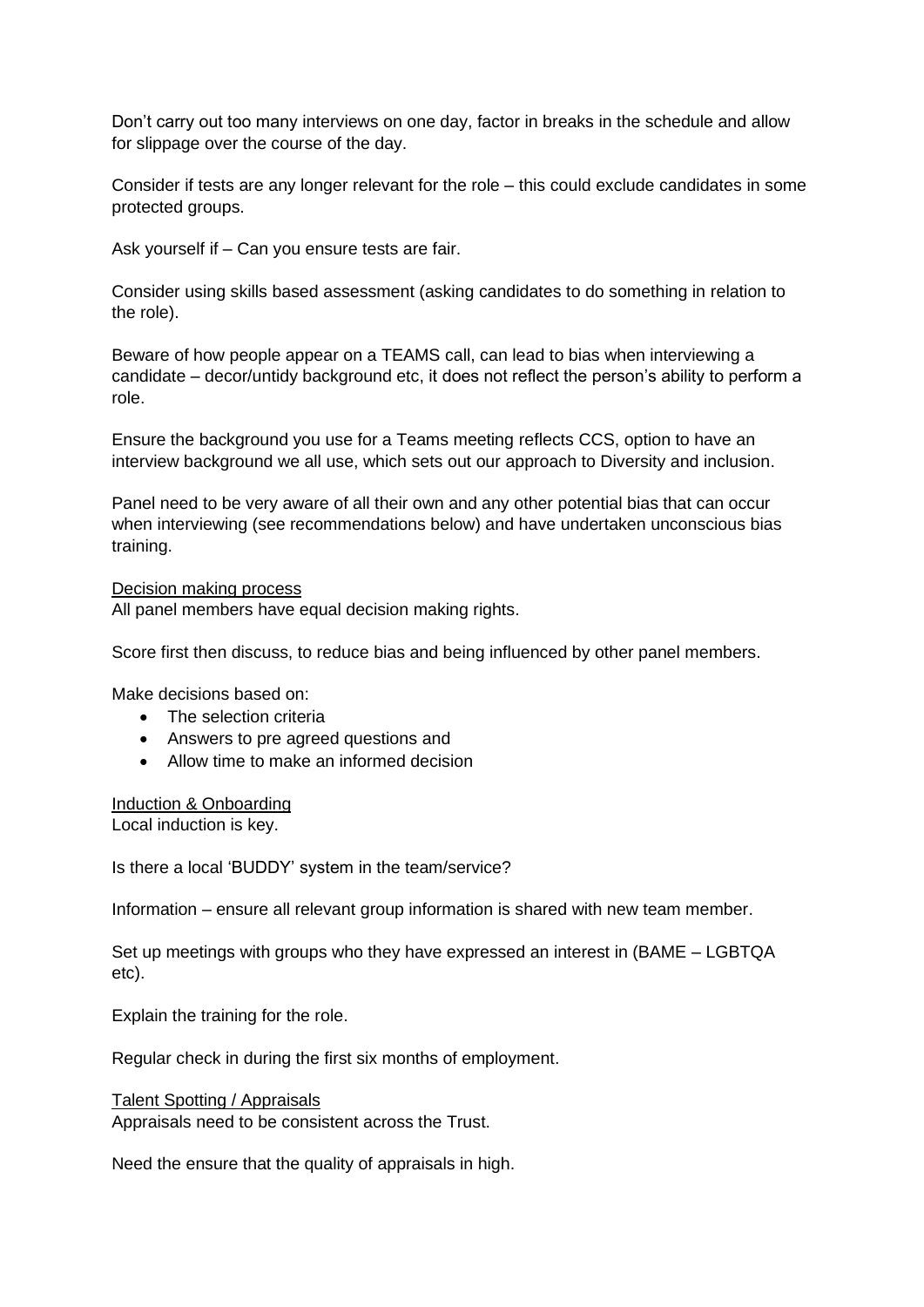Don't carry out too many interviews on one day, factor in breaks in the schedule and allow for slippage over the course of the day.

Consider if tests are any longer relevant for the role – this could exclude candidates in some protected groups.

Ask yourself if – Can you ensure tests are fair.

Consider using skills based assessment (asking candidates to do something in relation to the role).

Beware of how people appear on a TEAMS call, can lead to bias when interviewing a candidate – decor/untidy background etc, it does not reflect the person's ability to perform a role.

Ensure the background you use for a Teams meeting reflects CCS, option to have an interview background we all use, which sets out our approach to Diversity and inclusion.

Panel need to be very aware of all their own and any other potential bias that can occur when interviewing (see recommendations below) and have undertaken unconscious bias training.

<u>Decision making process</u>
All panel members have equal decision making rights.

Score first then discuss, to reduce bias and being influenced by other panel members.

Make decisions based on:

- The selection criteria
- Answers to pre agreed questions and
- Allow time to make an informed decision

<u>Induction & Onboarding</u>
Local induction is key.

Is there a local 'BUDDY' system in the team/service?

Information – ensure all relevant group information is shared with new team member.

Set up meetings with groups who they have expressed an interest in (BAME – LGBTQA etc).

Explain the training for the role.

Regular check in during the first six months of employment.

<u>Talent Spotting / Appraisals</u>
Appraisals need to be consistent across the Trust.

Need the ensure that the quality of appraisals in high.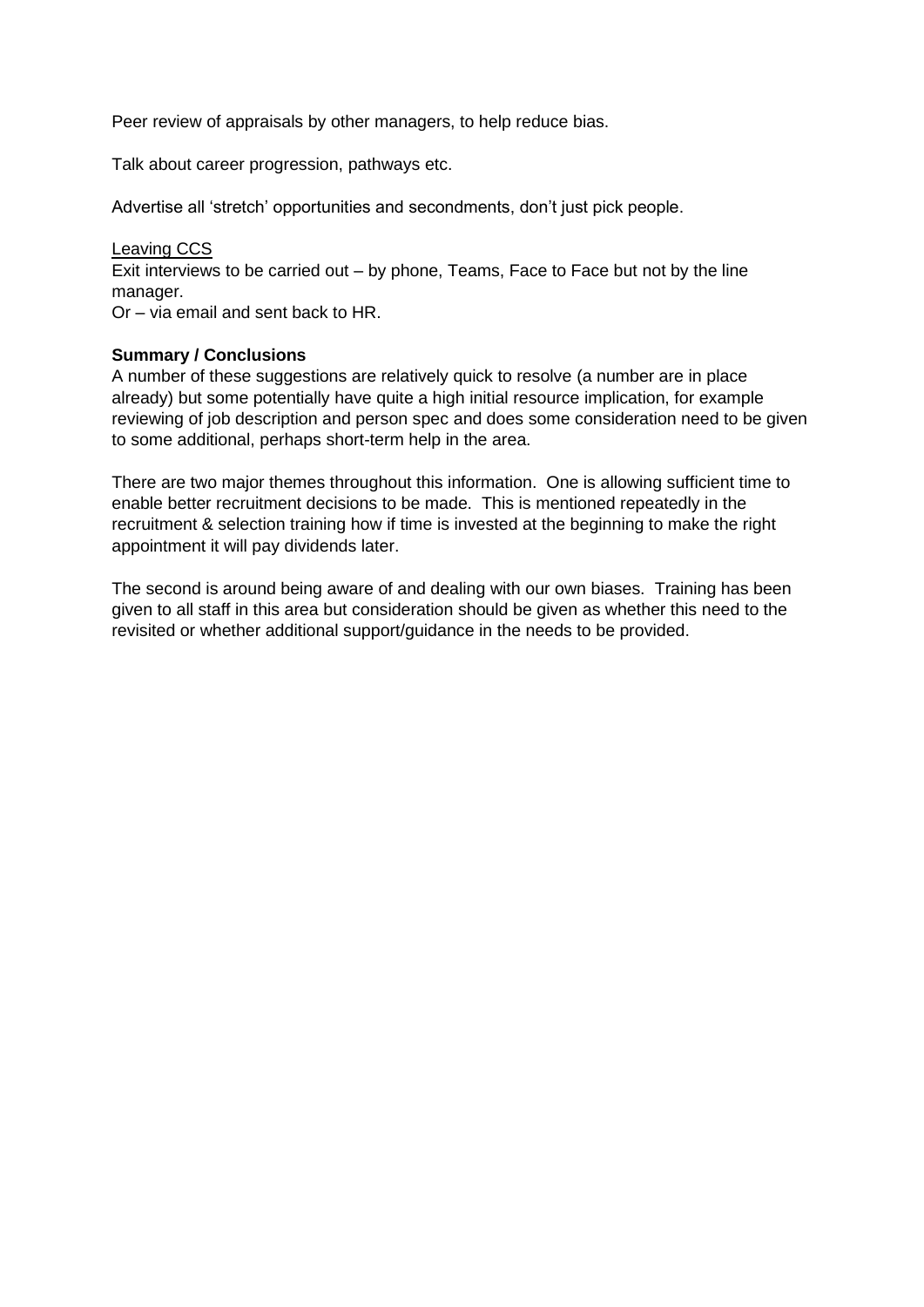Peer review of appraisals by other managers, to help reduce bias.

Talk about career progression, pathways etc.

Advertise all 'stretch' opportunities and secondments, don't just pick people.

<u>Leaving CCS</u>
Exit interviews to be carried out – by phone, Teams, Face to Face but not by the line manager.
Or – via email and sent back to HR.

**Summary / Conclusions**
A number of these suggestions are relatively quick to resolve (a number are in place already) but some potentially have quite a high initial resource implication, for example reviewing of job description and person spec and does some consideration need to be given to some additional, perhaps short-term help in the area.

There are two major themes throughout this information. One is allowing sufficient time to enable better recruitment decisions to be made. This is mentioned repeatedly in the recruitment & selection training how if time is invested at the beginning to make the right appointment it will pay dividends later.

The second is around being aware of and dealing with our own biases. Training has been given to all staff in this area but consideration should be given as whether this need to the revisited or whether additional support/guidance in the needs to be provided.